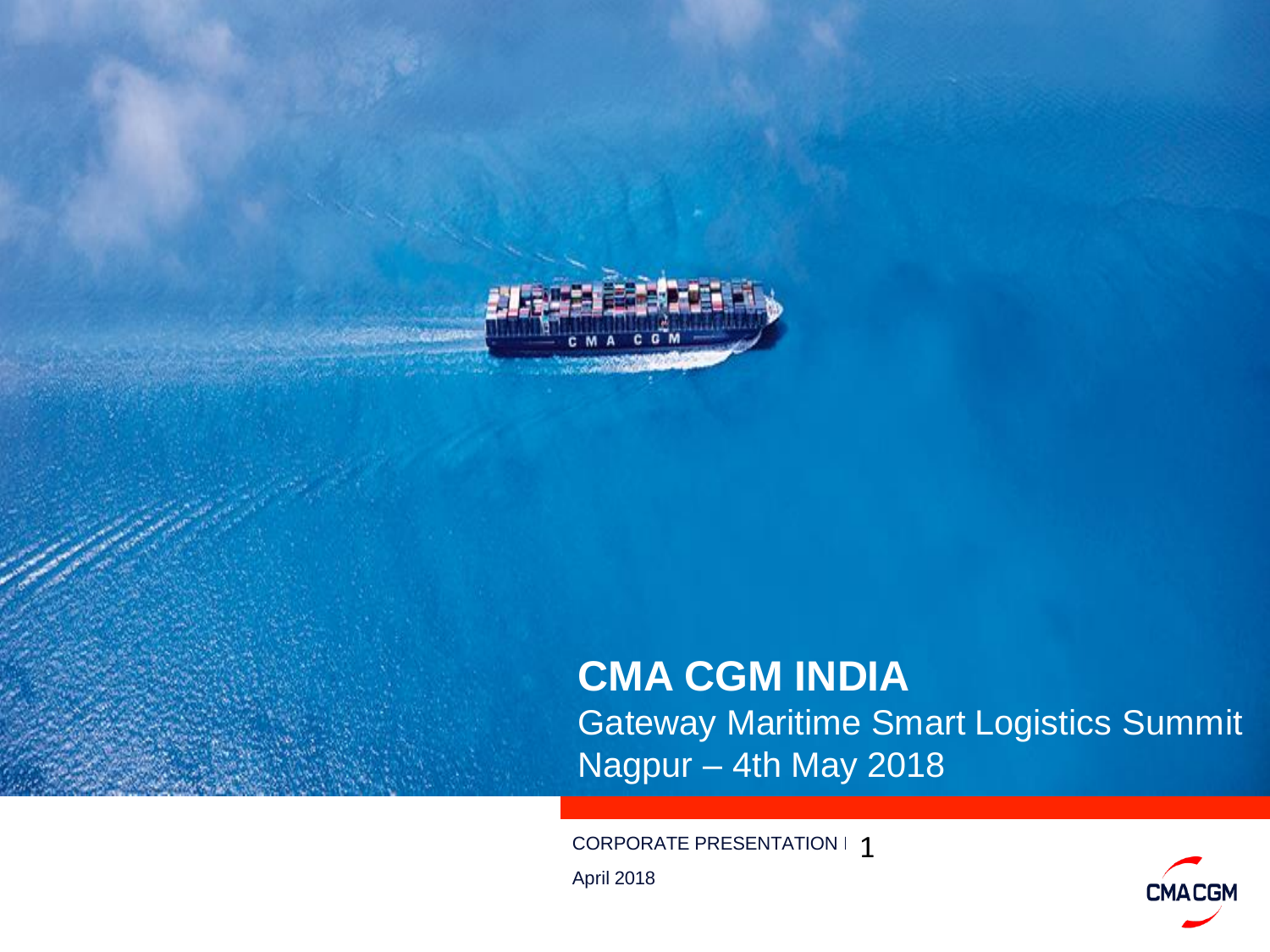# CMA CGM INDIA

Gateway Maritime Smart Logistics Summit

Nagpur – 4th May 2018

CORPORATE PRESENTATION

April 2018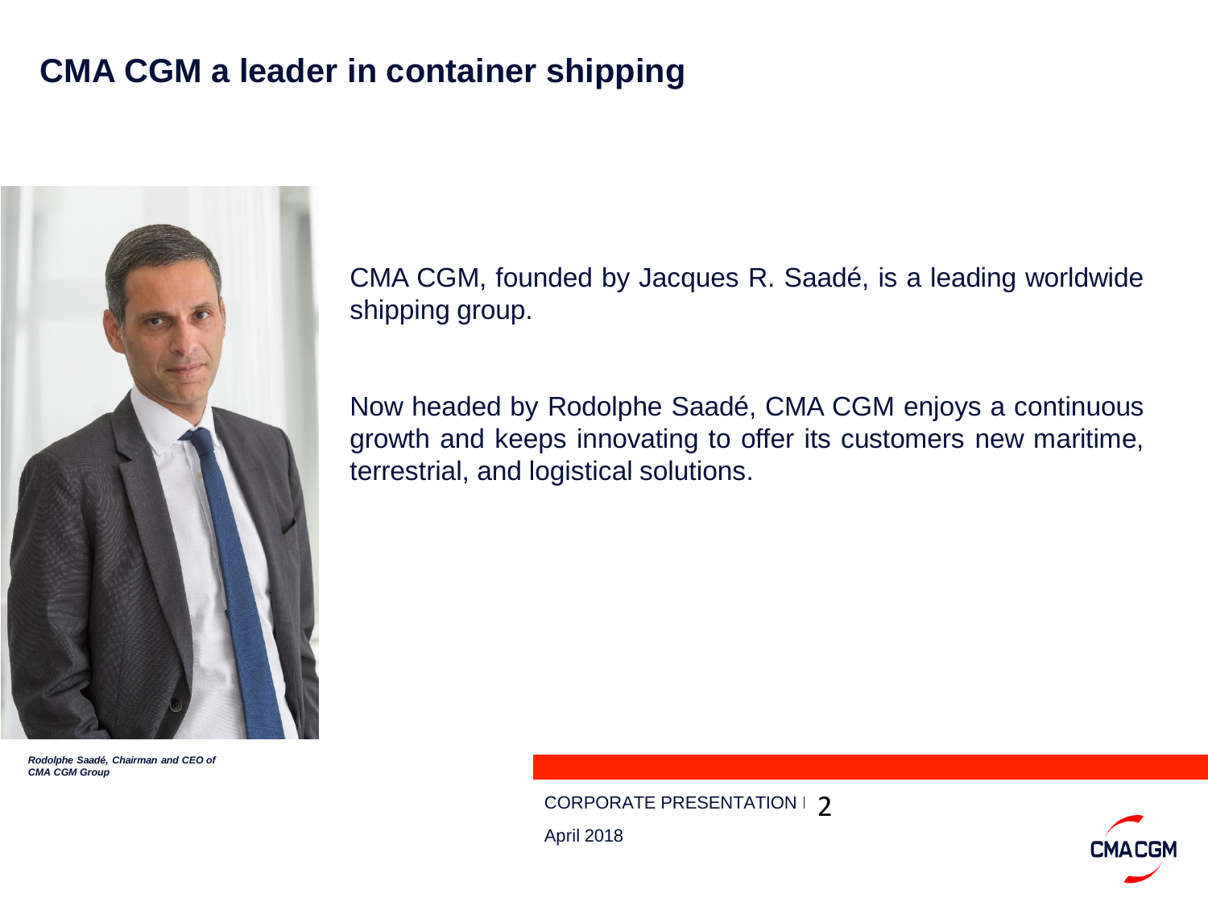# CMA CGM a leader in container shipping

CMA CGM, founded by Jacques R. Saadé, is a leading worldwide shipping group.

Now headed by Rodolphe Saadé, CMA CGM enjoys a continuous growth and keeps innovating to offer its customers new maritime, terrestrial, and logistical solutions.

***Rodolphe Saadé, Chairman and CEO of CMA CGM Group***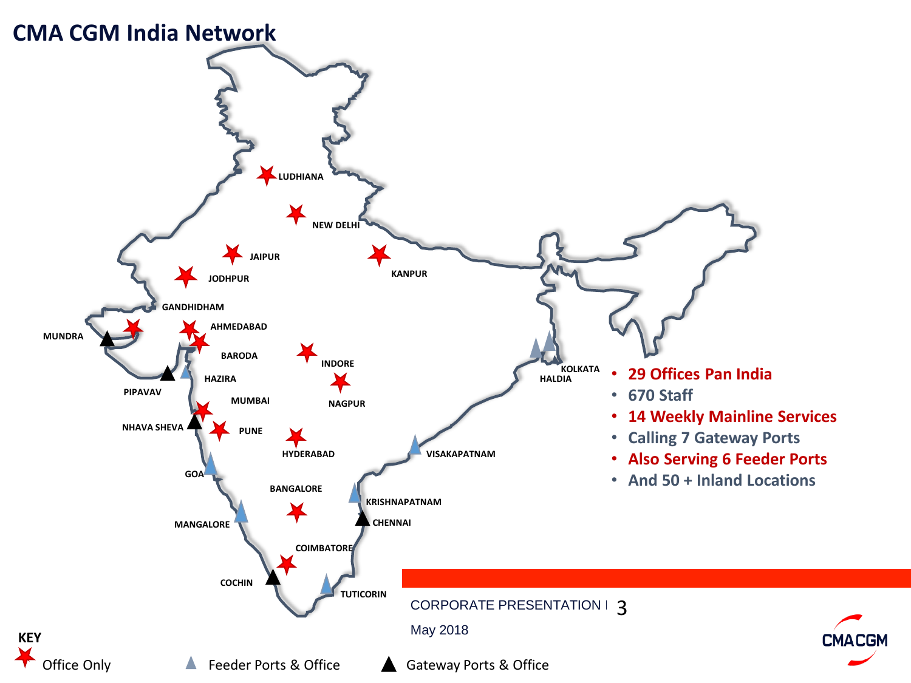# CMA CGM India Network

- 29 Offices Pan India
- 670 Staff
- 14 Weekly Mainline Services
- Calling 7 Gateway Ports
- Also Serving 6 Feeder Ports
- And 50 + Inland Locations

LUDHIANA, NEW DELHI, JAIPUR, KANPUR, JODHPUR, GANDHIDHAM, MUNDRA, AHMEDABAD, BARODA, INDORE, HAZIRA, PIPAVAV, MUMBAI, NAGPUR, KOLKATA, HALDIA, NHAVA SHEVA, PUNE, HYDERABAD, VISAKAPATNAM, GOA, BANGALORE, KRISHNAPATNAM, MANGALORE, CHENNAI, COIMBATORE, COCHIN, TUTICORIN

**KEY**

- Office Only
- Feeder Ports & Office
- Gateway Ports & Office

CORPORATE PRESENTATION

May 2018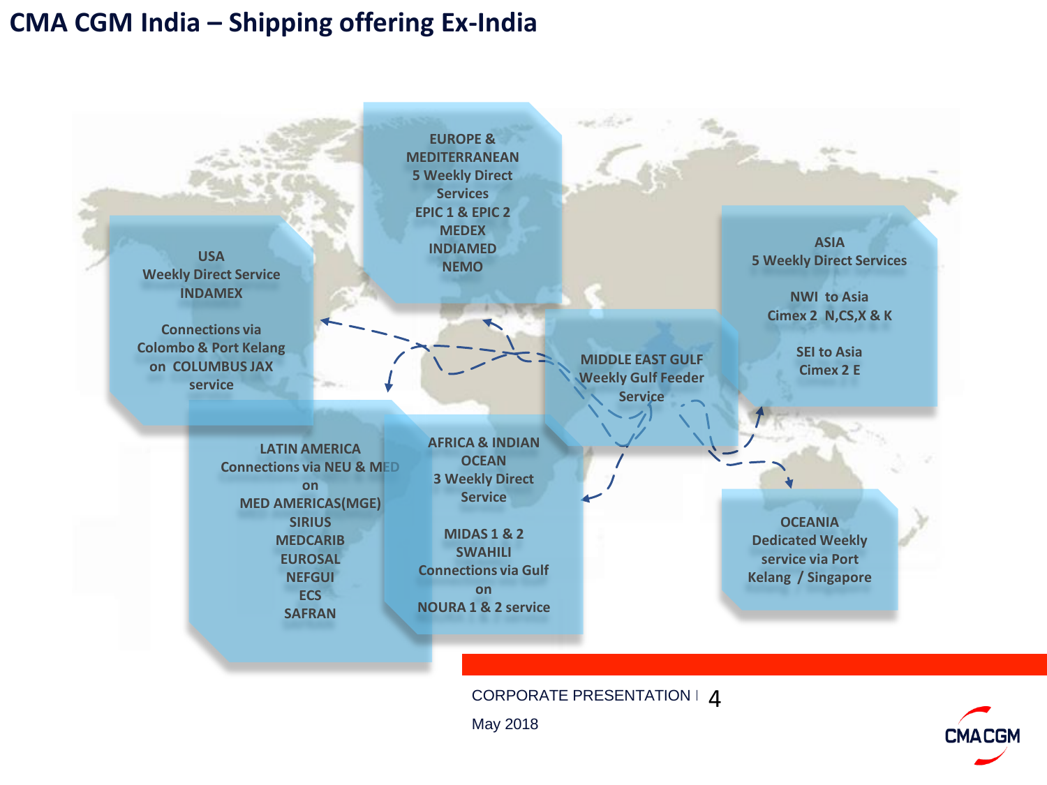# CMA CGM India – Shipping offering Ex-India

**EUROPE & MEDITERRANEAN**
5 Weekly Direct Services
EPIC 1 & EPIC 2
MEDEX
INDIAMED
NEMO

**USA**
Weekly Direct Service
INDAMEX

Connections via Colombo & Port Kelang on COLUMBUS JAX service

**ASIA**
5 Weekly Direct Services

NWI to Asia
Cimex 2 N,CS,X & K

SEI to Asia
Cimex 2 E

**MIDDLE EAST GULF**
Weekly Gulf Feeder Service

**LATIN AMERICA**
Connections via NEU & MED on
MED AMERICAS(MGE)
SIRIUS
MEDCARIB
EUROSAL
NEFGUI
ECS
SAFRAN

**AFRICA & INDIAN OCEAN**
3 Weekly Direct Service

MIDAS 1 & 2
SWAHILI
Connections via Gulf on
NOURA 1 & 2 service

**OCEANIA**
Dedicated Weekly service via Port Kelang / Singapore

CORPORATE PRESENTATION

May 2018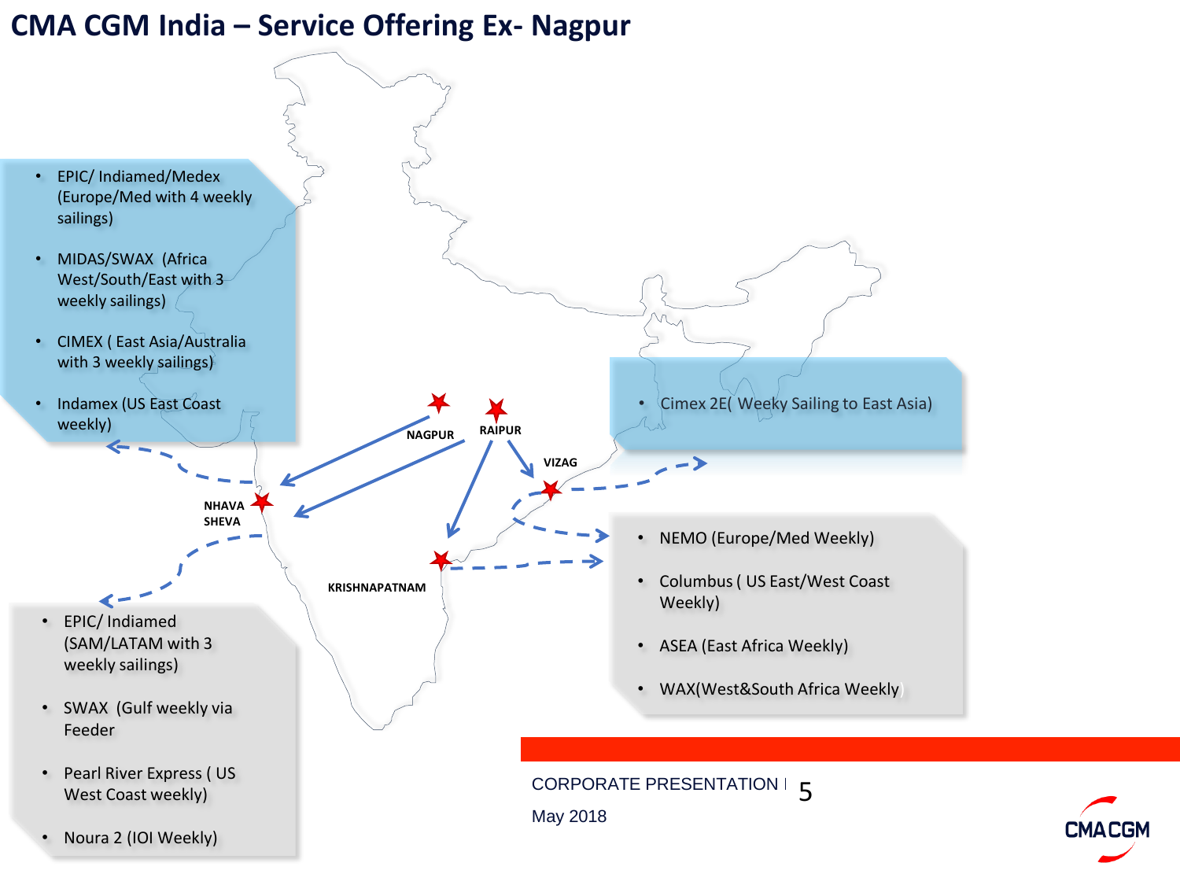# CMA CGM India – Service Offering Ex- Nagpur

- EPIC/ Indiamed/Medex (Europe/Med with 4 weekly sailings)
- MIDAS/SWAX (Africa West/South/East with 3 weekly sailings)
- CIMEX ( East Asia/Australia with 3 weekly sailings)
- Indamex (US East Coast weekly)

- Cimex 2E( Weeky Sailing to East Asia)

NAGPUR

RAIPUR

VIZAG

NHAVA SHEVA

KRISHNAPATNAM

- NEMO (Europe/Med Weekly)
- Columbus ( US East/West Coast Weekly)
- ASEA (East Africa Weekly)
- WAX(West&South Africa Weekly)

- EPIC/ Indiamed (SAM/LATAM with 3 weekly sailings)
- SWAX (Gulf weekly via Feeder
- Pearl River Express ( US West Coast weekly)
- Noura 2 (IOI Weekly)

CORPORATE PRESENTATION

May 2018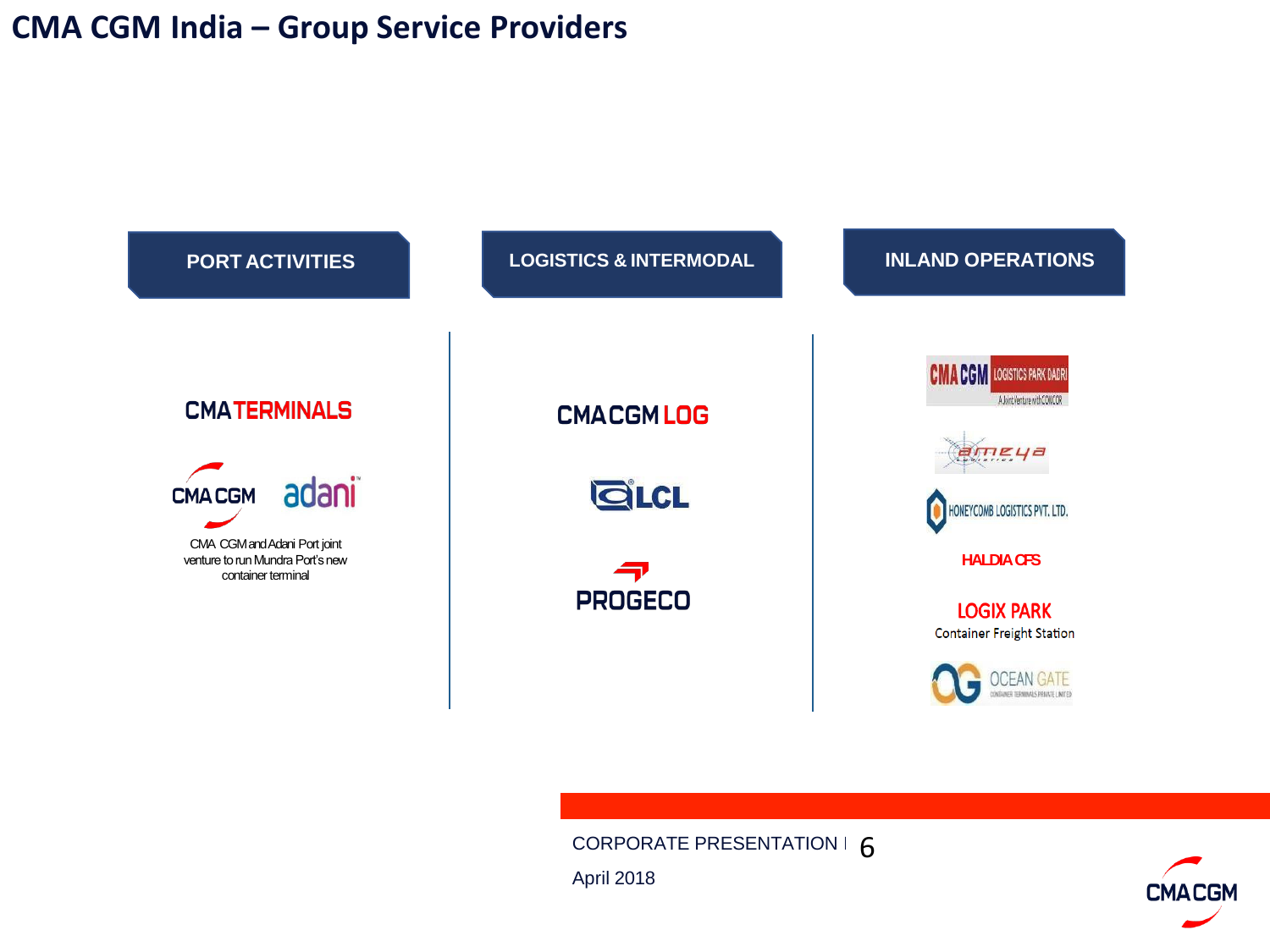# CMA CGM India – Group Service Providers

## PORT ACTIVITIES

CMA TERMINALS

CMA CGM adani

CMA CGM and Adani Port joint venture to run Mundra Port's new container terminal

## LOGISTICS & INTERMODAL

CMA CGM LOG

LCL

PROGECO

## INLAND OPERATIONS

CMA CGM LOGISTICS PARK DADRI – A Joint Venture with CONCOR

ameya Logistics

HONEYCOMB LOGISTICS PVT. LTD.

HALDIA CFS

LOGIX PARK Container Freight Station

OCEAN GATE CONTAINER TERMINALS PRIVATE LIMITED

CORPORATE PRESENTATION

April 2018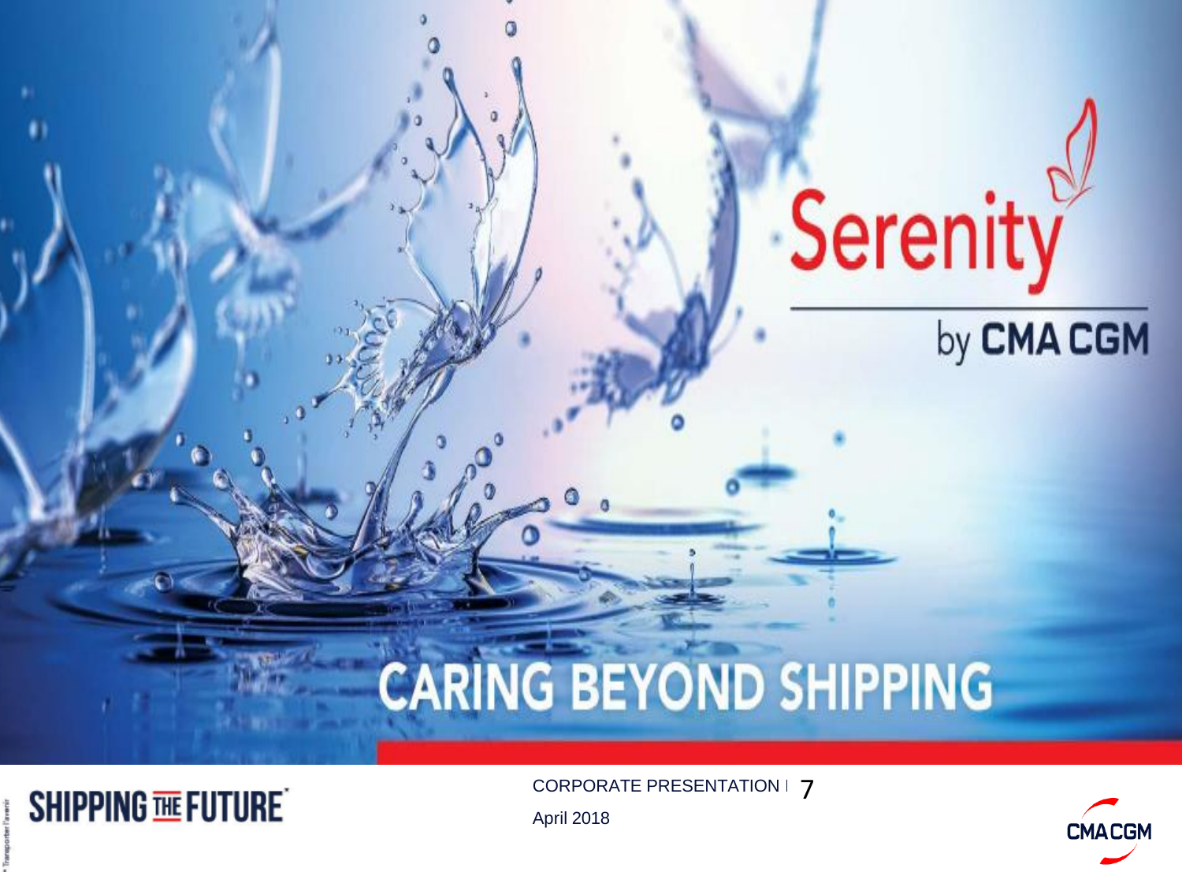# Serenity

by CMA CGM

## CARING BEYOND SHIPPING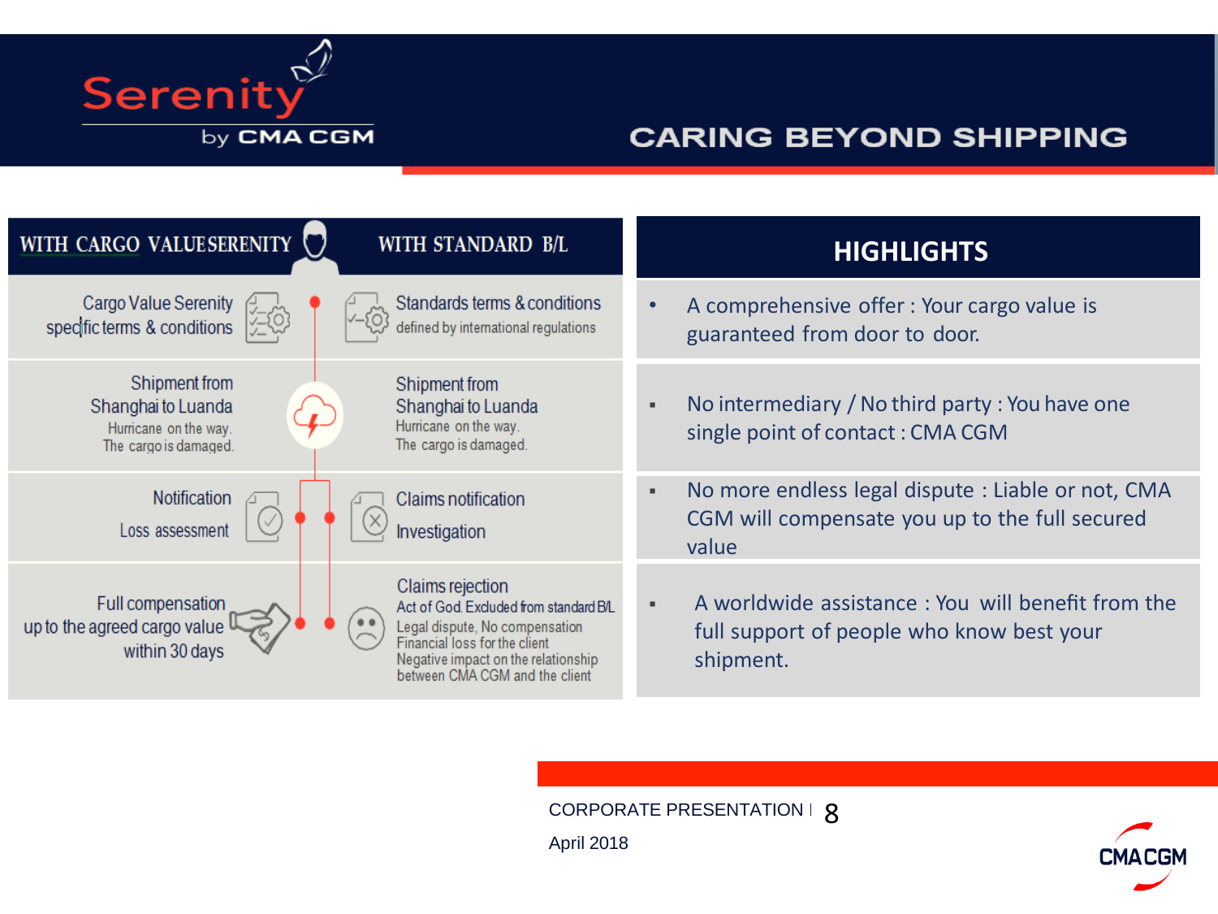# Serenity by CMA CGM

## CARING BEYOND SHIPPING

| WITH CARGO VALUE SERENITY | WITH STANDARD B/L |
|---|---|
| Cargo Value Serenity specific terms & conditions | Standards terms & conditions defined by international regulations |
| Shipment from Shanghai to Luanda<br>Hurricane on the way.<br>The cargo is damaged. | Shipment from Shanghai to Luanda<br>Hurricane on the way.<br>The cargo is damaged. |
| Notification<br>Loss assessment | Claims notification<br>Investigation |
| Full compensation up to the agreed cargo value within 30 days | Claims rejection<br>Act of God. Excluded from standard B/L<br>Legal dispute, No compensation<br>Financial loss for the client<br>Negative impact on the relationship between CMA CGM and the client |

## HIGHLIGHTS

- A comprehensive offer : Your cargo value is guaranteed from door to door.
- No intermediary / No third party : You have one single point of contact : CMA CGM
- No more endless legal dispute : Liable or not, CMA CGM will compensate you up to the full secured value
- A worldwide assistance : You will benefit from the full support of people who know best your shipment.

CORPORATE PRESENTATION

April 2018